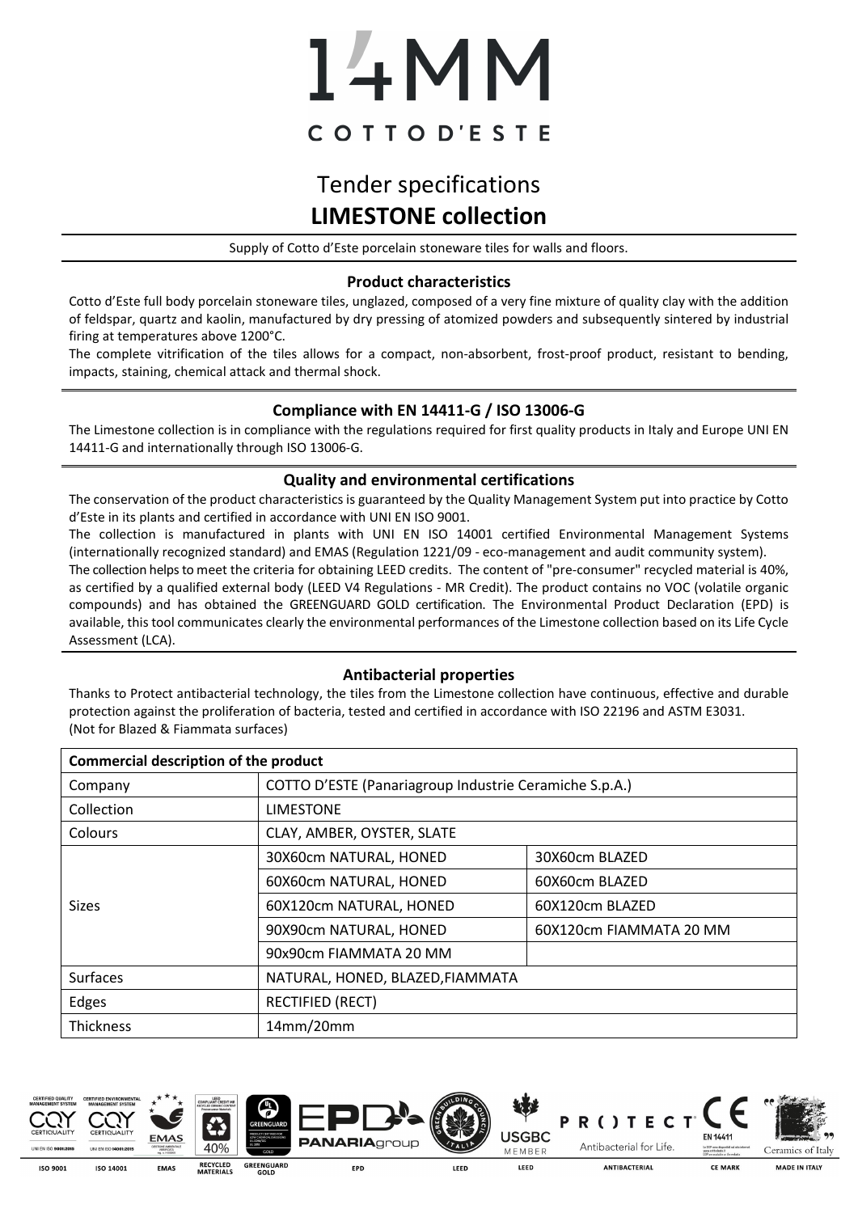# 14MM

COTTO D'ESTE

## Tender specifications
## LIMESTONE collection

Supply of Cotto d'Este porcelain stoneware tiles for walls and floors.

### Product characteristics

Cotto d'Este full body porcelain stoneware tiles, unglazed, composed of a very fine mixture of quality clay with the addition of feldspar, quartz and kaolin, manufactured by dry pressing of atomized powders and subsequently sintered by industrial firing at temperatures above 1200°C.

The complete vitrification of the tiles allows for a compact, non-absorbent, frost-proof product, resistant to bending, impacts, staining, chemical attack and thermal shock.

### Compliance with EN 14411-G / ISO 13006-G

The Limestone collection is in compliance with the regulations required for first quality products in Italy and Europe UNI EN 14411-G and internationally through ISO 13006-G.

### Quality and environmental certifications

The conservation of the product characteristics is guaranteed by the Quality Management System put into practice by Cotto d'Este in its plants and certified in accordance with UNI EN ISO 9001.

The collection is manufactured in plants with UNI EN ISO 14001 certified Environmental Management Systems (internationally recognized standard) and EMAS (Regulation 1221/09 - eco-management and audit community system).

The collection helps to meet the criteria for obtaining LEED credits. The content of "pre-consumer" recycled material is 40%, as certified by a qualified external body (LEED V4 Regulations - MR Credit). The product contains no VOC (volatile organic compounds) and has obtained the GREENGUARD GOLD certification. The Environmental Product Declaration (EPD) is available, this tool communicates clearly the environmental performances of the Limestone collection based on its Life Cycle Assessment (LCA).

### Antibacterial properties

Thanks to Protect antibacterial technology, the tiles from the Limestone collection have continuous, effective and durable protection against the proliferation of bacteria, tested and certified in accordance with ISO 22196 and ASTM E3031.
(Not for Blazed & Fiammata surfaces)

| Commercial description of the product | | |
|---|---|---|
| Company | COTTO D'ESTE (Panariagroup Industrie Ceramiche S.p.A.) | |
| Collection | LIMESTONE | |
| Colours | CLAY, AMBER, OYSTER, SLATE | |
| Sizes | 30X60cm NATURAL, HONED | 30X60cm BLAZED |
| | 60X60cm NATURAL, HONED | 60X60cm BLAZED |
| | 60X120cm NATURAL, HONED | 60X120cm BLAZED |
| | 90X90cm NATURAL, HONED | 60X120cm FIAMMATA 20 MM |
| | 90x90cm FIAMMATA 20 MM | |
| Surfaces | NATURAL, HONED, BLAZED,FIAMMATA | |
| Edges | RECTIFIED (RECT) | |
| Thickness | 14mm/20mm | |

ISO 9001 | ISO 14001 | EMAS | RECYCLED MATERIALS | GREENGUARD GOLD | EPD | LEED | LEED | ANTIBACTERIAL | CE MARK | MADE IN ITALY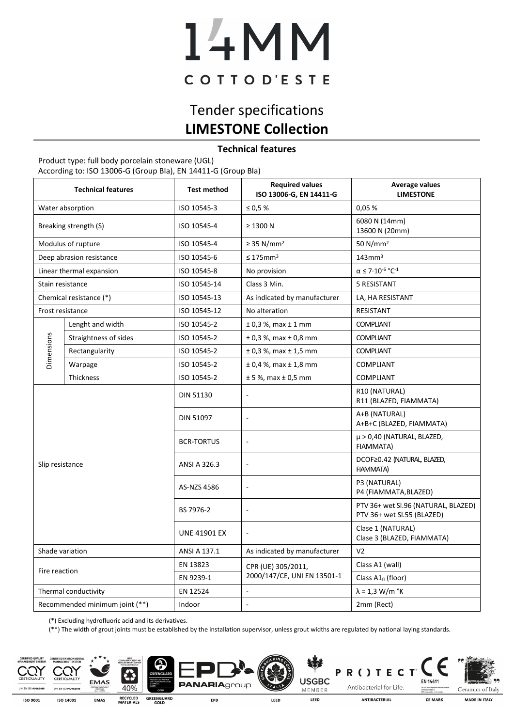# 14MM

COTTO D'ESTE

## Tender specifications
## LIMESTONE Collection

### Technical features

Product type: full body porcelain stoneware (UGL)
According to: ISO 13006-G (Group BIa), EN 14411-G (Group BIa)

| Technical features | | Test method | Required values ISO 13006-G, EN 14411-G | Average values LIMESTONE |
|---|---|---|---|---|
| Water absorption | | ISO 10545-3 | ≤ 0,5 % | 0,05 % |
| Breaking strength (S) | | ISO 10545-4 | ≥ 1300 N | 6080 N (14mm)<br>13600 N (20mm) |
| Modulus of rupture | | ISO 10545-4 | ≥ 35 N/mm² | 50 N/mm² |
| Deep abrasion resistance | | ISO 10545-6 | ≤ 175mm³ | 143mm³ |
| Linear thermal expansion | | ISO 10545-8 | No provision | $\alpha \leq 7 \cdot 10^{-6}$ °C$^{-1}$ |
| Stain resistance | | ISO 10545-14 | Class 3 Min. | 5 RESISTANT |
| Chemical resistance (*) | | ISO 10545-13 | As indicated by manufacturer | LA, HA RESISTANT |
| Frost resistance | | ISO 10545-12 | No alteration | RESISTANT |
| Dimensions | Lenght and width | ISO 10545-2 | ± 0,3 %, max ± 1 mm | COMPLIANT |
| | Straightness of sides | ISO 10545-2 | ± 0,3 %, max ± 0,8 mm | COMPLIANT |
| | Rectangularity | ISO 10545-2 | ± 0,3 %, max ± 1,5 mm | COMPLIANT |
| | Warpage | ISO 10545-2 | ± 0,4 %, max ± 1,8 mm | COMPLIANT |
| | Thickness | ISO 10545-2 | ± 5 %, max ± 0,5 mm | COMPLIANT |
| Slip resistance | | DIN 51130 | - | R10 (NATURAL)<br>R11 (BLAZED, FIAMMATA) |
| | | DIN 51097 | - | A+B (NATURAL)<br>A+B+C (BLAZED, FIAMMATA) |
| | | BCR-TORTUS | - | µ > 0,40 (NATURAL, BLAZED, FIAMMATA) |
| | | ANSI A 326.3 | - | DCOF≥0.42 (NATURAL, BLAZED, FIAMMATA) |
| | | AS-NZS 4586 | - | P3 (NATURAL)<br>P4 (FIAMMATA,BLAZED) |
| | | BS 7976-2 | - | PTV 36+ wet Sl.96 (NATURAL, BLAZED)<br>PTV 36+ wet Sl.55 (BLAZED) |
| | | UNE 41901 EX | - | Clase 1 (NATURAL)<br>Clase 3 (BLAZED, FIAMMATA) |
| Shade variation | | ANSI A 137.1 | As indicated by manufacturer | V2 |
| Fire reaction | | EN 13823 | CPR (UE) 305/2011, 2000/147/CE, UNI EN 13501-1 | Class A1 (wall) |
| | | EN 9239-1 | | Class $A1_{fl}$ (floor) |
| Thermal conductivity | | EN 12524 | - | $\lambda$ = 1,3 W/m °K |
| Recommended minimum joint (**) | | Indoor | - | 2mm (Rect) |

(*) Excluding hydrofluoric acid and its derivatives.
(**) The width of grout joints must be established by the installation supervisor, unless grout widths are regulated by national laying standards.

ISO 9001 | ISO 14001 | EMAS | RECYCLED MATERIALS 40% | GREENGUARD GOLD | EPD PANARIAgroup | LEED | LEED USGBC MEMBER | ANTIBACTERIAL PROTECT Antibacterial for Life. | CE MARK EN 14411 | MADE IN ITALY Ceramics of Italy